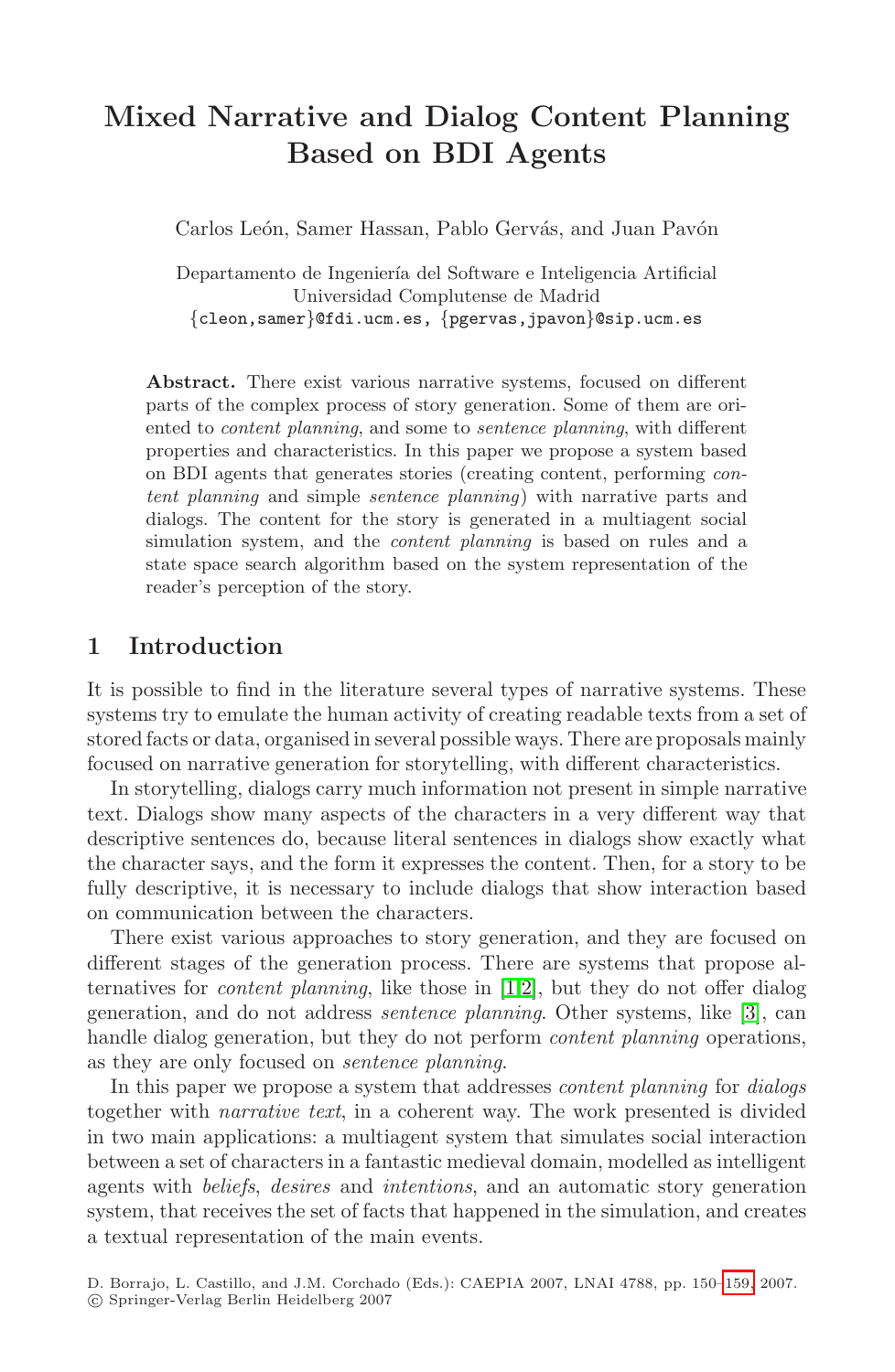# Mixed Narrative and Dialog Content Planning Based on BDI Agents

Carlos León, Samer Hassan, Pablo Gervás, and Juan Pavón

Departamento de Ingeniería del Software e Inteligencia Artificial
Universidad Complutense de Madrid
{cleon,samer}@fdi.ucm.es, {pgervas,jpavon}@sip.ucm.es

**Abstract.** There exist various narrative systems, focused on different parts of the complex process of story generation. Some of them are oriented to *content planning*, and some to *sentence planning*, with different properties and characteristics. In this paper we propose a system based on BDI agents that generates stories (creating content, performing *content planning* and simple *sentence planning*) with narrative parts and dialogs. The content for the story is generated in a multiagent social simulation system, and the *content planning* is based on rules and a state space search algorithm based on the system representation of the reader's perception of the story.

## 1 Introduction

It is possible to find in the literature several types of narrative systems. These systems try to emulate the human activity of creating readable texts from a set of stored facts or data, organised in several possible ways. There are proposals mainly focused on narrative generation for storytelling, with different characteristics.

In storytelling, dialogs carry much information not present in simple narrative text. Dialogs show many aspects of the characters in a very different way that descriptive sentences do, because literal sentences in dialogs show exactly what the character says, and the form it expresses the content. Then, for a story to be fully descriptive, it is necessary to include dialogs that show interaction based on communication between the characters.

There exist various approaches to story generation, and they are focused on different stages of the generation process. There are systems that propose alternatives for *content planning*, like those in [1,2], but they do not offer dialog generation, and do not address *sentence planning*. Other systems, like [3], can handle dialog generation, but they do not perform *content planning* operations, as they are only focused on *sentence planning*.

In this paper we propose a system that addresses *content planning* for *dialogs* together with *narrative text*, in a coherent way. The work presented is divided in two main applications: a multiagent system that simulates social interaction between a set of characters in a fantastic medieval domain, modelled as intelligent agents with *beliefs*, *desires* and *intentions*, and an automatic story generation system, that receives the set of facts that happened in the simulation, and creates a textual representation of the main events.

D. Borrajo, L. Castillo, and J.M. Corchado (Eds.): CAEPIA 2007, LNAI 4788, pp. 150–159, 2007.
© Springer-Verlag Berlin Heidelberg 2007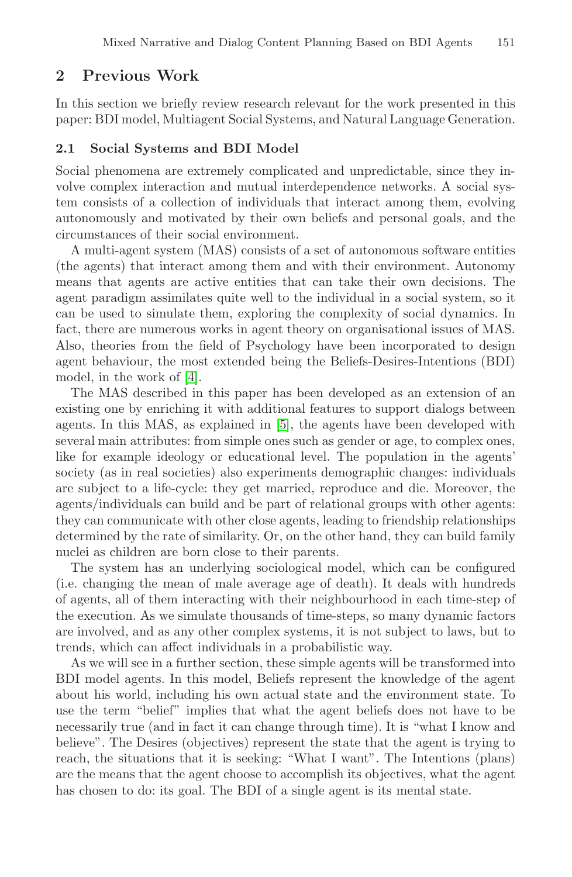## 2 Previous Work

In this section we briefly review research relevant for the work presented in this paper: BDI model, Multiagent Social Systems, and Natural Language Generation.

### 2.1 Social Systems and BDI Model

Social phenomena are extremely complicated and unpredictable, since they involve complex interaction and mutual interdependence networks. A social system consists of a collection of individuals that interact among them, evolving autonomously and motivated by their own beliefs and personal goals, and the circumstances of their social environment.

A multi-agent system (MAS) consists of a set of autonomous software entities (the agents) that interact among them and with their environment. Autonomy means that agents are active entities that can take their own decisions. The agent paradigm assimilates quite well to the individual in a social system, so it can be used to simulate them, exploring the complexity of social dynamics. In fact, there are numerous works in agent theory on organisational issues of MAS. Also, theories from the field of Psychology have been incorporated to design agent behaviour, the most extended being the Beliefs-Desires-Intentions (BDI) model, in the work of [4].

The MAS described in this paper has been developed as an extension of an existing one by enriching it with additional features to support dialogs between agents. In this MAS, as explained in [5], the agents have been developed with several main attributes: from simple ones such as gender or age, to complex ones, like for example ideology or educational level. The population in the agents' society (as in real societies) also experiments demographic changes: individuals are subject to a life-cycle: they get married, reproduce and die. Moreover, the agents/individuals can build and be part of relational groups with other agents: they can communicate with other close agents, leading to friendship relationships determined by the rate of similarity. Or, on the other hand, they can build family nuclei as children are born close to their parents.

The system has an underlying sociological model, which can be configured (i.e. changing the mean of male average age of death). It deals with hundreds of agents, all of them interacting with their neighbourhood in each time-step of the execution. As we simulate thousands of time-steps, so many dynamic factors are involved, and as any other complex systems, it is not subject to laws, but to trends, which can affect individuals in a probabilistic way.

As we will see in a further section, these simple agents will be transformed into BDI model agents. In this model, Beliefs represent the knowledge of the agent about his world, including his own actual state and the environment state. To use the term "belief" implies that what the agent beliefs does not have to be necessarily true (and in fact it can change through time). It is "what I know and believe". The Desires (objectives) represent the state that the agent is trying to reach, the situations that it is seeking: "What I want". The Intentions (plans) are the means that the agent choose to accomplish its objectives, what the agent has chosen to do: its goal. The BDI of a single agent is its mental state.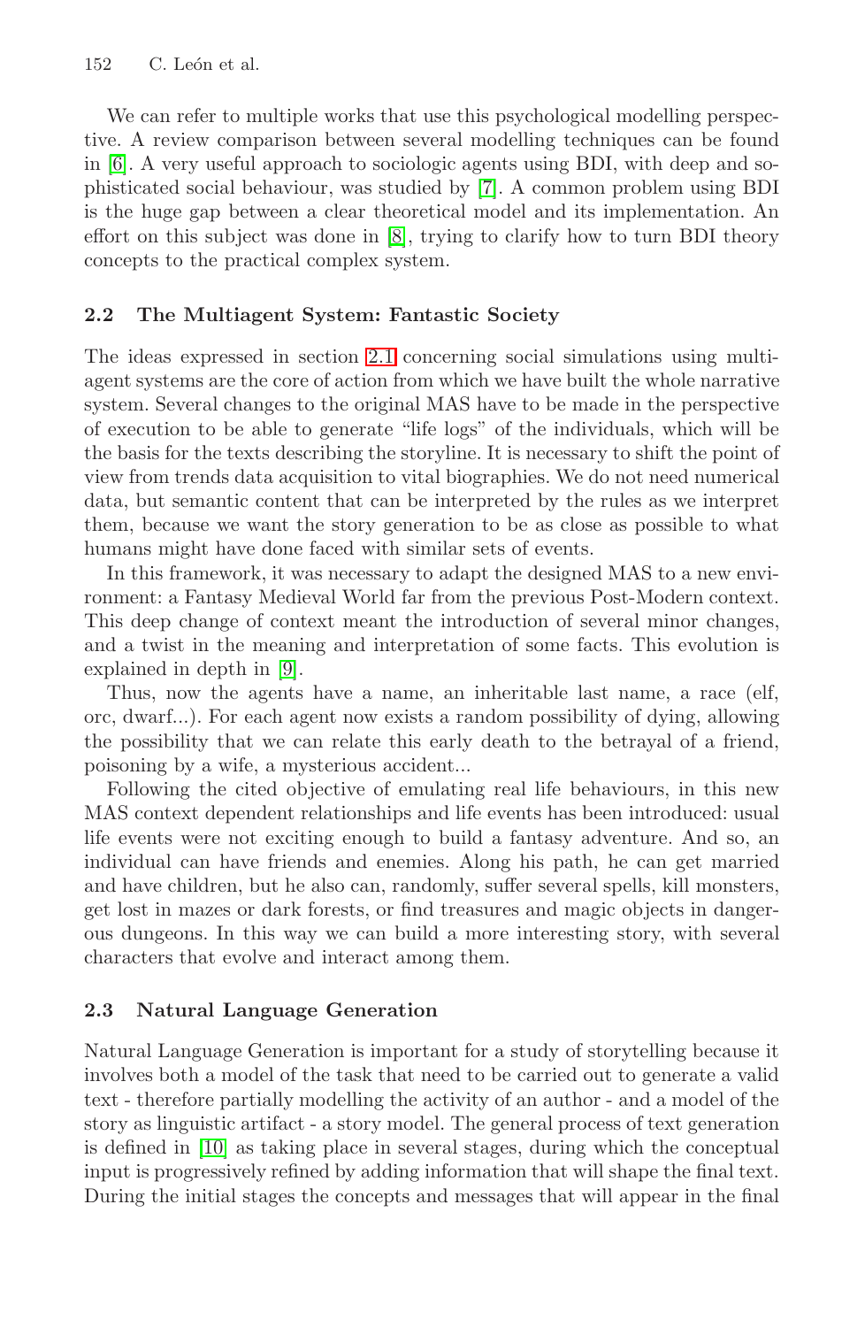We can refer to multiple works that use this psychological modelling perspective. A review comparison between several modelling techniques can be found in [6]. A very useful approach to sociologic agents using BDI, with deep and sophisticated social behaviour, was studied by [7]. A common problem using BDI is the huge gap between a clear theoretical model and its implementation. An effort on this subject was done in [8], trying to clarify how to turn BDI theory concepts to the practical complex system.

### 2.2 The Multiagent System: Fantastic Society

The ideas expressed in section 2.1 concerning social simulations using multiagent systems are the core of action from which we have built the whole narrative system. Several changes to the original MAS have to be made in the perspective of execution to be able to generate "life logs" of the individuals, which will be the basis for the texts describing the storyline. It is necessary to shift the point of view from trends data acquisition to vital biographies. We do not need numerical data, but semantic content that can be interpreted by the rules as we interpret them, because we want the story generation to be as close as possible to what humans might have done faced with similar sets of events.

In this framework, it was necessary to adapt the designed MAS to a new environment: a Fantasy Medieval World far from the previous Post-Modern context. This deep change of context meant the introduction of several minor changes, and a twist in the meaning and interpretation of some facts. This evolution is explained in depth in [9].

Thus, now the agents have a name, an inheritable last name, a race (elf, orc, dwarf...). For each agent now exists a random possibility of dying, allowing the possibility that we can relate this early death to the betrayal of a friend, poisoning by a wife, a mysterious accident...

Following the cited objective of emulating real life behaviours, in this new MAS context dependent relationships and life events has been introduced: usual life events were not exciting enough to build a fantasy adventure. And so, an individual can have friends and enemies. Along his path, he can get married and have children, but he also can, randomly, suffer several spells, kill monsters, get lost in mazes or dark forests, or find treasures and magic objects in dangerous dungeons. In this way we can build a more interesting story, with several characters that evolve and interact among them.

### 2.3 Natural Language Generation

Natural Language Generation is important for a study of storytelling because it involves both a model of the task that need to be carried out to generate a valid text - therefore partially modelling the activity of an author - and a model of the story as linguistic artifact - a story model. The general process of text generation is defined in [10] as taking place in several stages, during which the conceptual input is progressively refined by adding information that will shape the final text. During the initial stages the concepts and messages that will appear in the final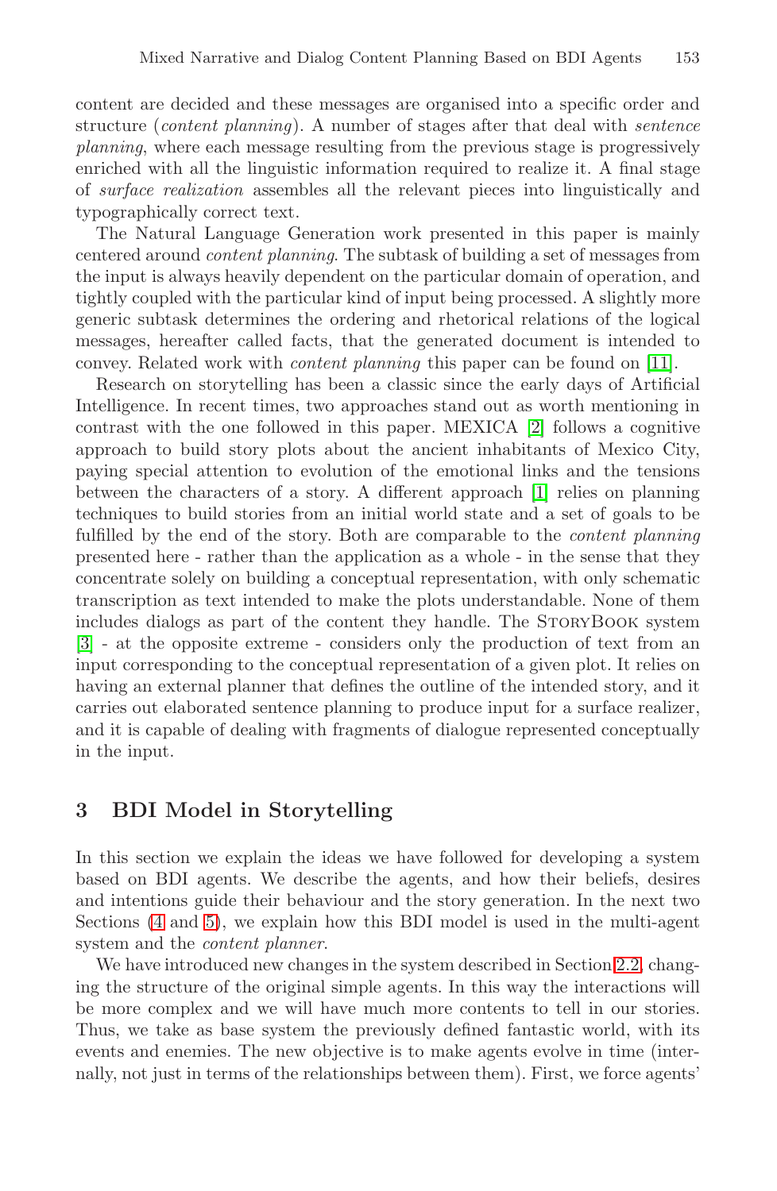content are decided and these messages are organised into a specific order and structure (*content planning*). A number of stages after that deal with *sentence planning*, where each message resulting from the previous stage is progressively enriched with all the linguistic information required to realize it. A final stage of *surface realization* assembles all the relevant pieces into linguistically and typographically correct text.

The Natural Language Generation work presented in this paper is mainly centered around *content planning*. The subtask of building a set of messages from the input is always heavily dependent on the particular domain of operation, and tightly coupled with the particular kind of input being processed. A slightly more generic subtask determines the ordering and rhetorical relations of the logical messages, hereafter called facts, that the generated document is intended to convey. Related work with *content planning* this paper can be found on [11].

Research on storytelling has been a classic since the early days of Artificial Intelligence. In recent times, two approaches stand out as worth mentioning in contrast with the one followed in this paper. MEXICA [2] follows a cognitive approach to build story plots about the ancient inhabitants of Mexico City, paying special attention to evolution of the emotional links and the tensions between the characters of a story. A different approach [1] relies on planning techniques to build stories from an initial world state and a set of goals to be fulfilled by the end of the story. Both are comparable to the *content planning* presented here - rather than the application as a whole - in the sense that they concentrate solely on building a conceptual representation, with only schematic transcription as text intended to make the plots understandable. None of them includes dialogs as part of the content they handle. The StoryBook system [3] - at the opposite extreme - considers only the production of text from an input corresponding to the conceptual representation of a given plot. It relies on having an external planner that defines the outline of the intended story, and it carries out elaborated sentence planning to produce input for a surface realizer, and it is capable of dealing with fragments of dialogue represented conceptually in the input.

## 3 BDI Model in Storytelling

In this section we explain the ideas we have followed for developing a system based on BDI agents. We describe the agents, and how their beliefs, desires and intentions guide their behaviour and the story generation. In the next two Sections (4 and 5), we explain how this BDI model is used in the multi-agent system and the *content planner*.

We have introduced new changes in the system described in Section 2.2, changing the structure of the original simple agents. In this way the interactions will be more complex and we will have much more contents to tell in our stories. Thus, we take as base system the previously defined fantastic world, with its events and enemies. The new objective is to make agents evolve in time (internally, not just in terms of the relationships between them). First, we force agents'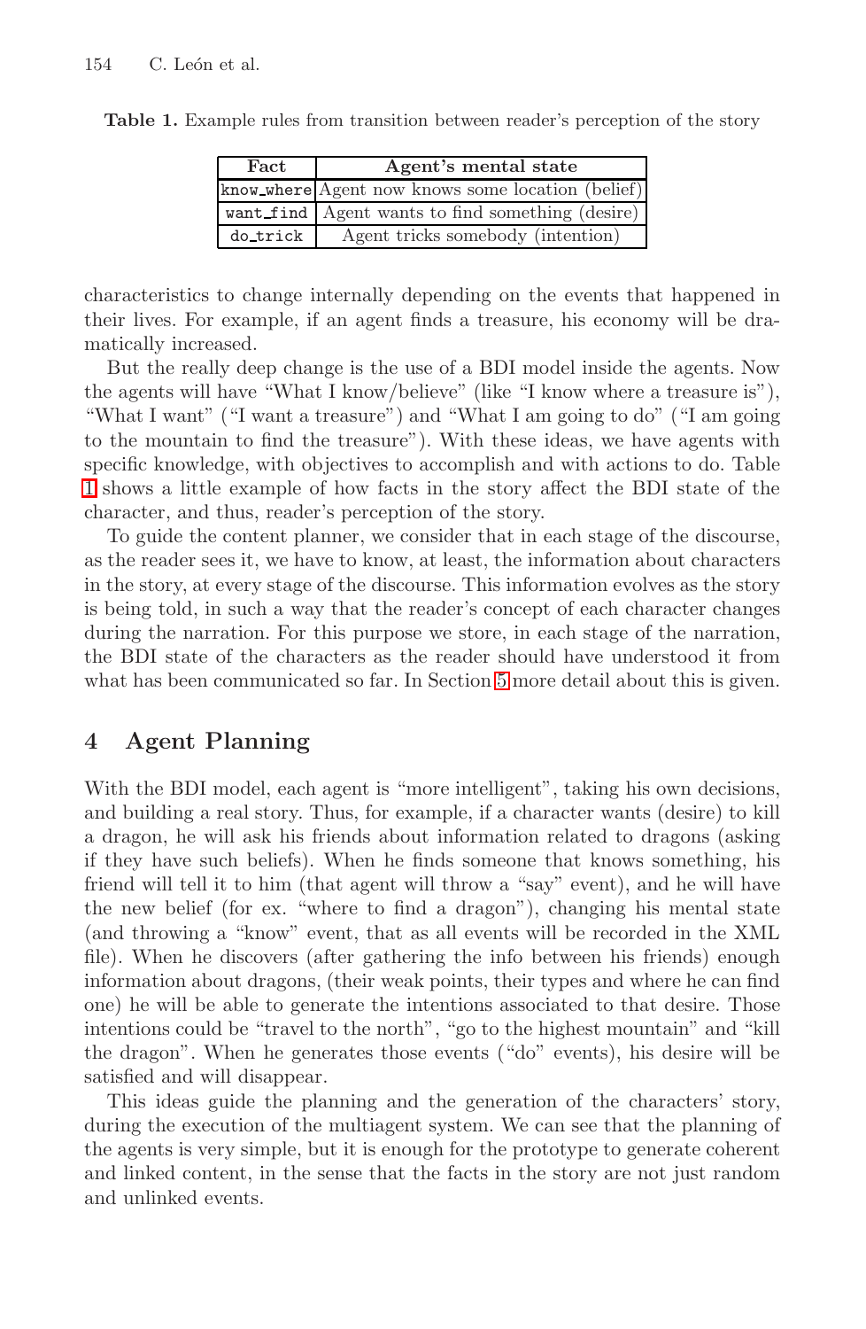**Table 1.** Example rules from transition between reader's perception of the story

| Fact | Agent's mental state |
|---|---|
| `know_where` | Agent now knows some location (belief) |
| `want_find` | Agent wants to find something (desire) |
| `do_trick` | Agent tricks somebody (intention) |

characteristics to change internally depending on the events that happened in their lives. For example, if an agent finds a treasure, his economy will be dramatically increased.

But the really deep change is the use of a BDI model inside the agents. Now the agents will have "What I know/believe" (like "I know where a treasure is"), "What I want" ("I want a treasure") and "What I am going to do" ("I am going to the mountain to find the treasure"). With these ideas, we have agents with specific knowledge, with objectives to accomplish and with actions to do. Table 1 shows a little example of how facts in the story affect the BDI state of the character, and thus, reader's perception of the story.

To guide the content planner, we consider that in each stage of the discourse, as the reader sees it, we have to know, at least, the information about characters in the story, at every stage of the discourse. This information evolves as the story is being told, in such a way that the reader's concept of each character changes during the narration. For this purpose we store, in each stage of the narration, the BDI state of the characters as the reader should have understood it from what has been communicated so far. In Section 5 more detail about this is given.

## 4 Agent Planning

With the BDI model, each agent is "more intelligent", taking his own decisions, and building a real story. Thus, for example, if a character wants (desire) to kill a dragon, he will ask his friends about information related to dragons (asking if they have such beliefs). When he finds someone that knows something, his friend will tell it to him (that agent will throw a "say" event), and he will have the new belief (for ex. "where to find a dragon"), changing his mental state (and throwing a "know" event, that as all events will be recorded in the XML file). When he discovers (after gathering the info between his friends) enough information about dragons, (their weak points, their types and where he can find one) he will be able to generate the intentions associated to that desire. Those intentions could be "travel to the north", "go to the highest mountain" and "kill the dragon". When he generates those events ("do" events), his desire will be satisfied and will disappear.

This ideas guide the planning and the generation of the characters' story, during the execution of the multiagent system. We can see that the planning of the agents is very simple, but it is enough for the prototype to generate coherent and linked content, in the sense that the facts in the story are not just random and unlinked events.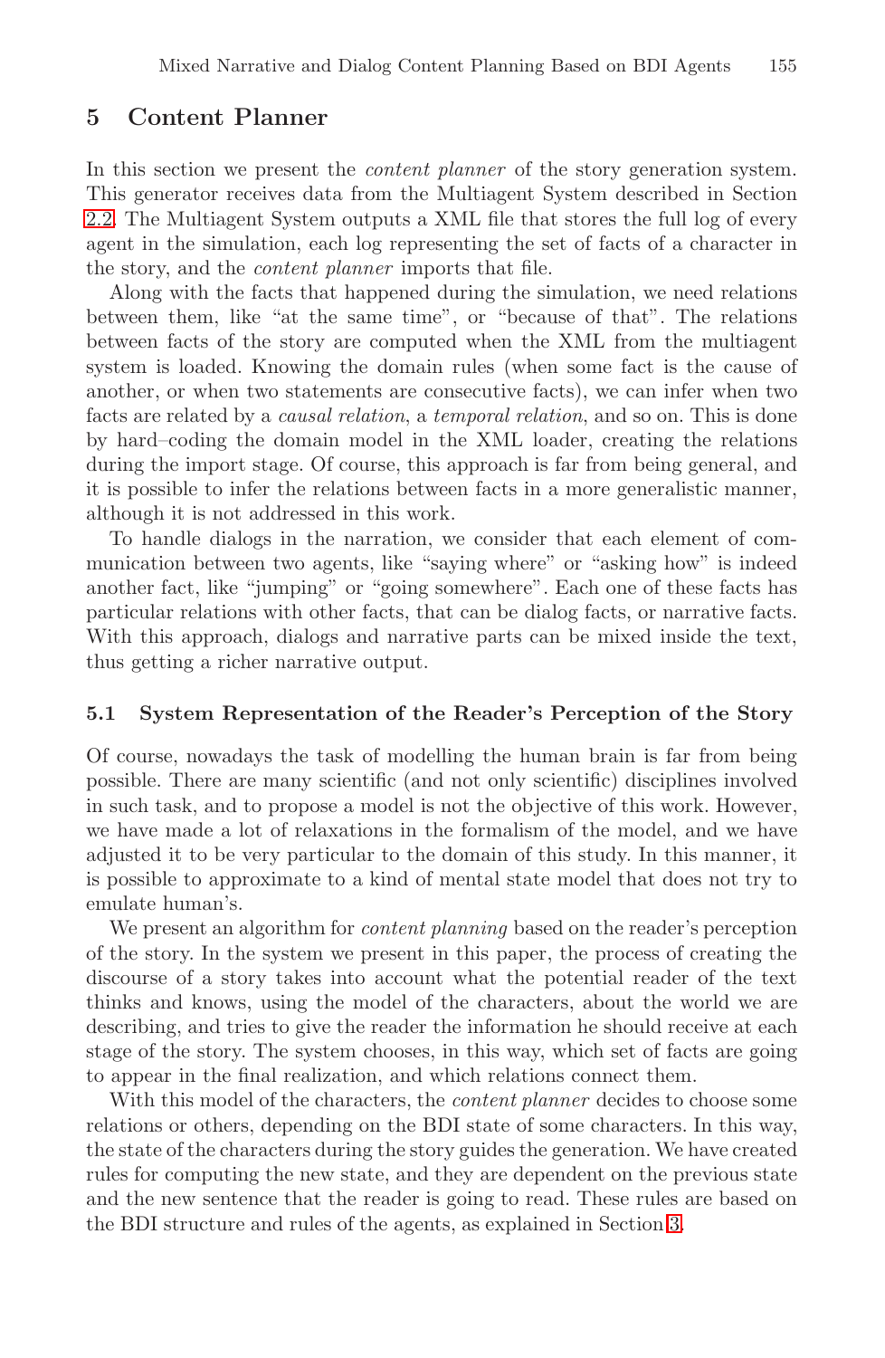## 5 Content Planner

In this section we present the *content planner* of the story generation system. This generator receives data from the Multiagent System described in Section 2.2. The Multiagent System outputs a XML file that stores the full log of every agent in the simulation, each log representing the set of facts of a character in the story, and the *content planner* imports that file.

Along with the facts that happened during the simulation, we need relations between them, like "at the same time", or "because of that". The relations between facts of the story are computed when the XML from the multiagent system is loaded. Knowing the domain rules (when some fact is the cause of another, or when two statements are consecutive facts), we can infer when two facts are related by a *causal relation*, a *temporal relation*, and so on. This is done by hard–coding the domain model in the XML loader, creating the relations during the import stage. Of course, this approach is far from being general, and it is possible to infer the relations between facts in a more generalistic manner, although it is not addressed in this work.

To handle dialogs in the narration, we consider that each element of communication between two agents, like "saying where" or "asking how" is indeed another fact, like "jumping" or "going somewhere". Each one of these facts has particular relations with other facts, that can be dialog facts, or narrative facts. With this approach, dialogs and narrative parts can be mixed inside the text, thus getting a richer narrative output.

### 5.1 System Representation of the Reader's Perception of the Story

Of course, nowadays the task of modelling the human brain is far from being possible. There are many scientific (and not only scientific) disciplines involved in such task, and to propose a model is not the objective of this work. However, we have made a lot of relaxations in the formalism of the model, and we have adjusted it to be very particular to the domain of this study. In this manner, it is possible to approximate to a kind of mental state model that does not try to emulate human's.

We present an algorithm for *content planning* based on the reader's perception of the story. In the system we present in this paper, the process of creating the discourse of a story takes into account what the potential reader of the text thinks and knows, using the model of the characters, about the world we are describing, and tries to give the reader the information he should receive at each stage of the story. The system chooses, in this way, which set of facts are going to appear in the final realization, and which relations connect them.

With this model of the characters, the *content planner* decides to choose some relations or others, depending on the BDI state of some characters. In this way, the state of the characters during the story guides the generation. We have created rules for computing the new state, and they are dependent on the previous state and the new sentence that the reader is going to read. These rules are based on the BDI structure and rules of the agents, as explained in Section 3.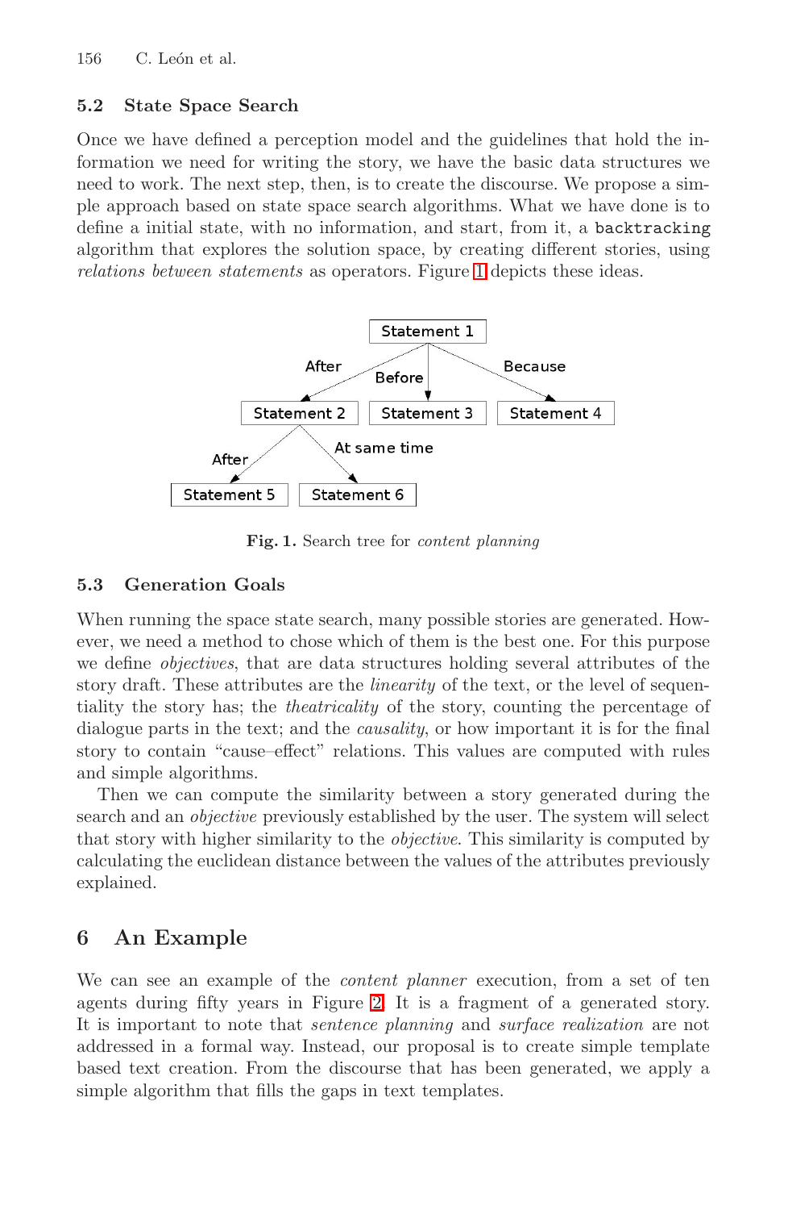### 5.2 State Space Search

Once we have defined a perception model and the guidelines that hold the information we need for writing the story, we have the basic data structures we need to work. The next step, then, is to create the discourse. We propose a simple approach based on state space search algorithms. What we have done is to define a initial state, with no information, and start, from it, a `backtracking` algorithm that explores the solution space, by creating different stories, using *relations between statements* as operators. Figure 1 depicts these ideas.

Statement 1
After
Before
Because
Statement 2
Statement 3
Statement 4
After
At same time
Statement 5
Statement 6

**Fig. 1.** Search tree for *content planning*

### 5.3 Generation Goals

When running the space state search, many possible stories are generated. However, we need a method to chose which of them is the best one. For this purpose we define *objectives*, that are data structures holding several attributes of the story draft. These attributes are the *linearity* of the text, or the level of sequentiality the story has; the *theatricality* of the story, counting the percentage of dialogue parts in the text; and the *causality*, or how important it is for the final story to contain "cause–effect" relations. This values are computed with rules and simple algorithms.

Then we can compute the similarity between a story generated during the search and an *objective* previously established by the user. The system will select that story with higher similarity to the *objective*. This similarity is computed by calculating the euclidean distance between the values of the attributes previously explained.

## 6 An Example

We can see an example of the *content planner* execution, from a set of ten agents during fifty years in Figure 2. It is a fragment of a generated story. It is important to note that *sentence planning* and *surface realization* are not addressed in a formal way. Instead, our proposal is to create simple template based text creation. From the discourse that has been generated, we apply a simple algorithm that fills the gaps in text templates.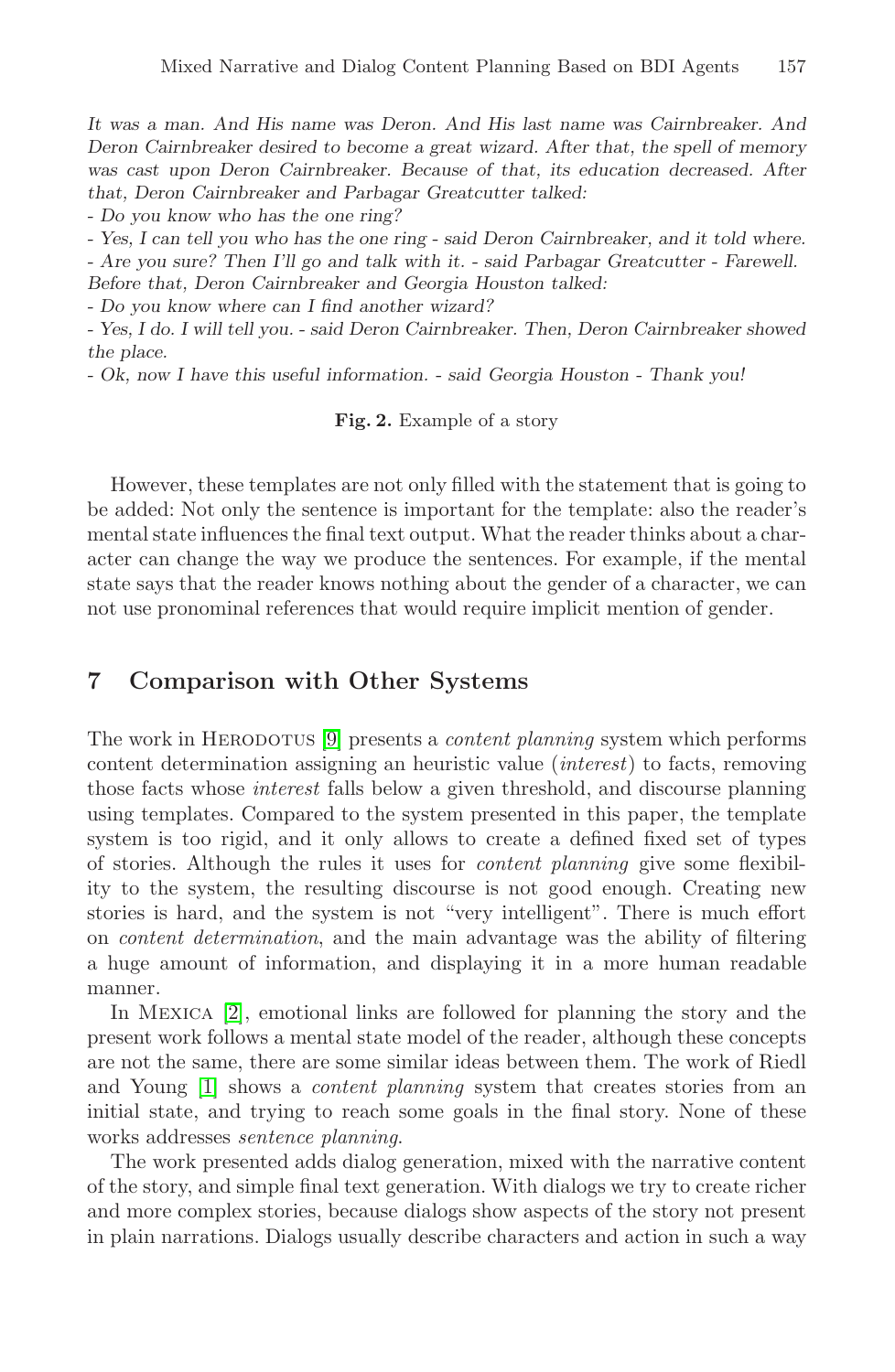*It was a man. And His name was Deron. And His last name was Cairnbreaker. And Deron Cairnbreaker desired to become a great wizard. After that, the spell of memory was cast upon Deron Cairnbreaker. Because of that, its education decreased. After that, Deron Cairnbreaker and Parbagar Greatcutter talked:*
*- Do you know who has the one ring?*
*- Yes, I can tell you who has the one ring - said Deron Cairnbreaker, and it told where.*
*- Are you sure? Then I'll go and talk with it. - said Parbagar Greatcutter - Farewell.*
*Before that, Deron Cairnbreaker and Georgia Houston talked:*
*- Do you know where can I find another wizard?*
*- Yes, I do. I will tell you. - said Deron Cairnbreaker. Then, Deron Cairnbreaker showed the place.*
*- Ok, now I have this useful information. - said Georgia Houston - Thank you!*

**Fig. 2.** Example of a story

However, these templates are not only filled with the statement that is going to be added: Not only the sentence is important for the template: also the reader's mental state influences the final text output. What the reader thinks about a character can change the way we produce the sentences. For example, if the mental state says that the reader knows nothing about the gender of a character, we can not use pronominal references that would require implicit mention of gender.

## 7 Comparison with Other Systems

The work in Herodotus [9] presents a *content planning* system which performs content determination assigning an heuristic value (*interest*) to facts, removing those facts whose *interest* falls below a given threshold, and discourse planning using templates. Compared to the system presented in this paper, the template system is too rigid, and it only allows to create a defined fixed set of types of stories. Although the rules it uses for *content planning* give some flexibility to the system, the resulting discourse is not good enough. Creating new stories is hard, and the system is not "very intelligent". There is much effort on *content determination*, and the main advantage was the ability of filtering a huge amount of information, and displaying it in a more human readable manner.

In Mexica [2], emotional links are followed for planning the story and the present work follows a mental state model of the reader, although these concepts are not the same, there are some similar ideas between them. The work of Riedl and Young [1] shows a *content planning* system that creates stories from an initial state, and trying to reach some goals in the final story. None of these works addresses *sentence planning*.

The work presented adds dialog generation, mixed with the narrative content of the story, and simple final text generation. With dialogs we try to create richer and more complex stories, because dialogs show aspects of the story not present in plain narrations. Dialogs usually describe characters and action in such a way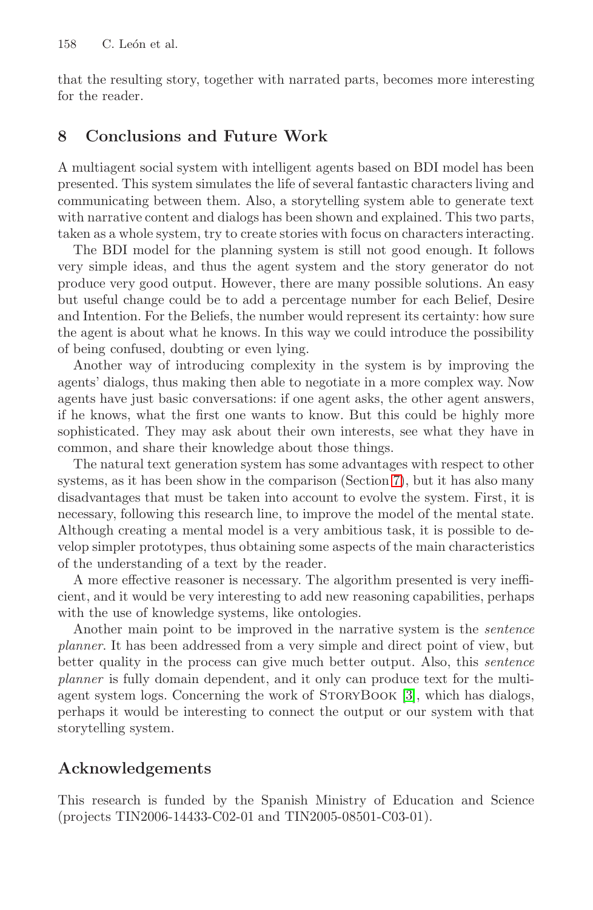that the resulting story, together with narrated parts, becomes more interesting for the reader.

## 8 Conclusions and Future Work

A multiagent social system with intelligent agents based on BDI model has been presented. This system simulates the life of several fantastic characters living and communicating between them. Also, a storytelling system able to generate text with narrative content and dialogs has been shown and explained. This two parts, taken as a whole system, try to create stories with focus on characters interacting.

The BDI model for the planning system is still not good enough. It follows very simple ideas, and thus the agent system and the story generator do not produce very good output. However, there are many possible solutions. An easy but useful change could be to add a percentage number for each Belief, Desire and Intention. For the Beliefs, the number would represent its certainty: how sure the agent is about what he knows. In this way we could introduce the possibility of being confused, doubting or even lying.

Another way of introducing complexity in the system is by improving the agents' dialogs, thus making then able to negotiate in a more complex way. Now agents have just basic conversations: if one agent asks, the other agent answers, if he knows, what the first one wants to know. But this could be highly more sophisticated. They may ask about their own interests, see what they have in common, and share their knowledge about those things.

The natural text generation system has some advantages with respect to other systems, as it has been show in the comparison (Section 7), but it has also many disadvantages that must be taken into account to evolve the system. First, it is necessary, following this research line, to improve the model of the mental state. Although creating a mental model is a very ambitious task, it is possible to develop simpler prototypes, thus obtaining some aspects of the main characteristics of the understanding of a text by the reader.

A more effective reasoner is necessary. The algorithm presented is very inefficient, and it would be very interesting to add new reasoning capabilities, perhaps with the use of knowledge systems, like ontologies.

Another main point to be improved in the narrative system is the *sentence planner*. It has been addressed from a very simple and direct point of view, but better quality in the process can give much better output. Also, this *sentence planner* is fully domain dependent, and it only can produce text for the multiagent system logs. Concerning the work of StoryBook [3], which has dialogs, perhaps it would be interesting to connect the output or our system with that storytelling system.

## Acknowledgements

This research is funded by the Spanish Ministry of Education and Science (projects TIN2006-14433-C02-01 and TIN2005-08501-C03-01).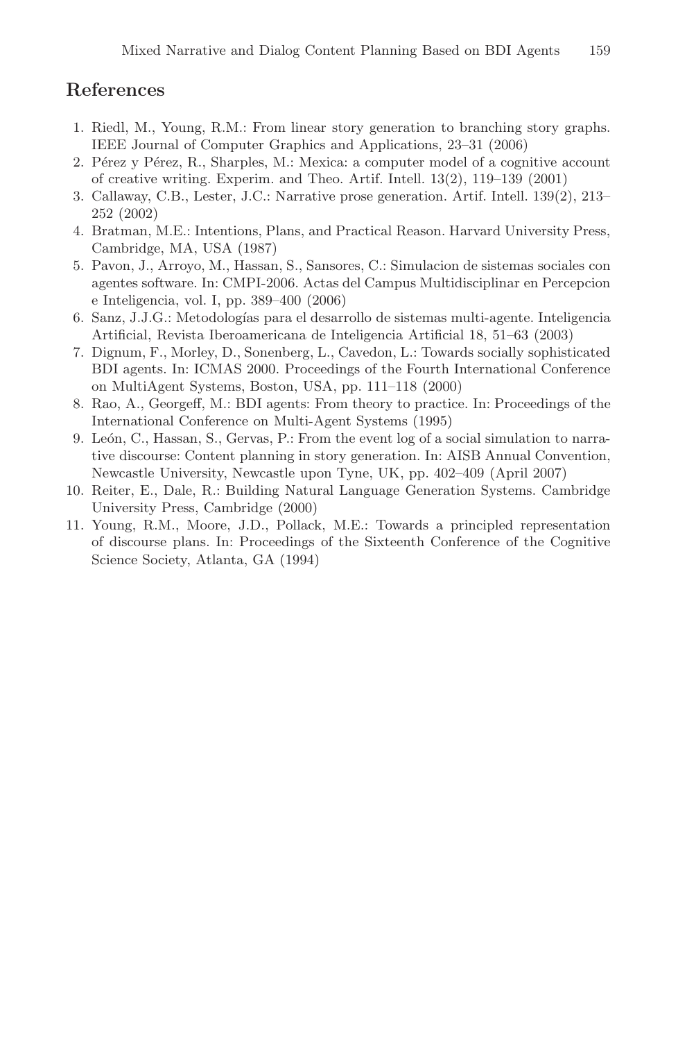## References

1. Riedl, M., Young, R.M.: From linear story generation to branching story graphs. IEEE Journal of Computer Graphics and Applications, 23–31 (2006)
2. Pérez y Pérez, R., Sharples, M.: Mexica: a computer model of a cognitive account of creative writing. Experim. and Theo. Artif. Intell. 13(2), 119–139 (2001)
3. Callaway, C.B., Lester, J.C.: Narrative prose generation. Artif. Intell. 139(2), 213–252 (2002)
4. Bratman, M.E.: Intentions, Plans, and Practical Reason. Harvard University Press, Cambridge, MA, USA (1987)
5. Pavon, J., Arroyo, M., Hassan, S., Sansores, C.: Simulacion de sistemas sociales con agentes software. In: CMPI-2006. Actas del Campus Multidisciplinar en Percepcion e Inteligencia, vol. I, pp. 389–400 (2006)
6. Sanz, J.J.G.: Metodologías para el desarrollo de sistemas multi-agente. Inteligencia Artificial, Revista Iberoamericana de Inteligencia Artificial 18, 51–63 (2003)
7. Dignum, F., Morley, D., Sonenberg, L., Cavedon, L.: Towards socially sophisticated BDI agents. In: ICMAS 2000. Proceedings of the Fourth International Conference on MultiAgent Systems, Boston, USA, pp. 111–118 (2000)
8. Rao, A., Georgeff, M.: BDI agents: From theory to practice. In: Proceedings of the International Conference on Multi-Agent Systems (1995)
9. León, C., Hassan, S., Gervas, P.: From the event log of a social simulation to narrative discourse: Content planning in story generation. In: AISB Annual Convention, Newcastle University, Newcastle upon Tyne, UK, pp. 402–409 (April 2007)
10. Reiter, E., Dale, R.: Building Natural Language Generation Systems. Cambridge University Press, Cambridge (2000)
11. Young, R.M., Moore, J.D., Pollack, M.E.: Towards a principled representation of discourse plans. In: Proceedings of the Sixteenth Conference of the Cognitive Science Society, Atlanta, GA (1994)